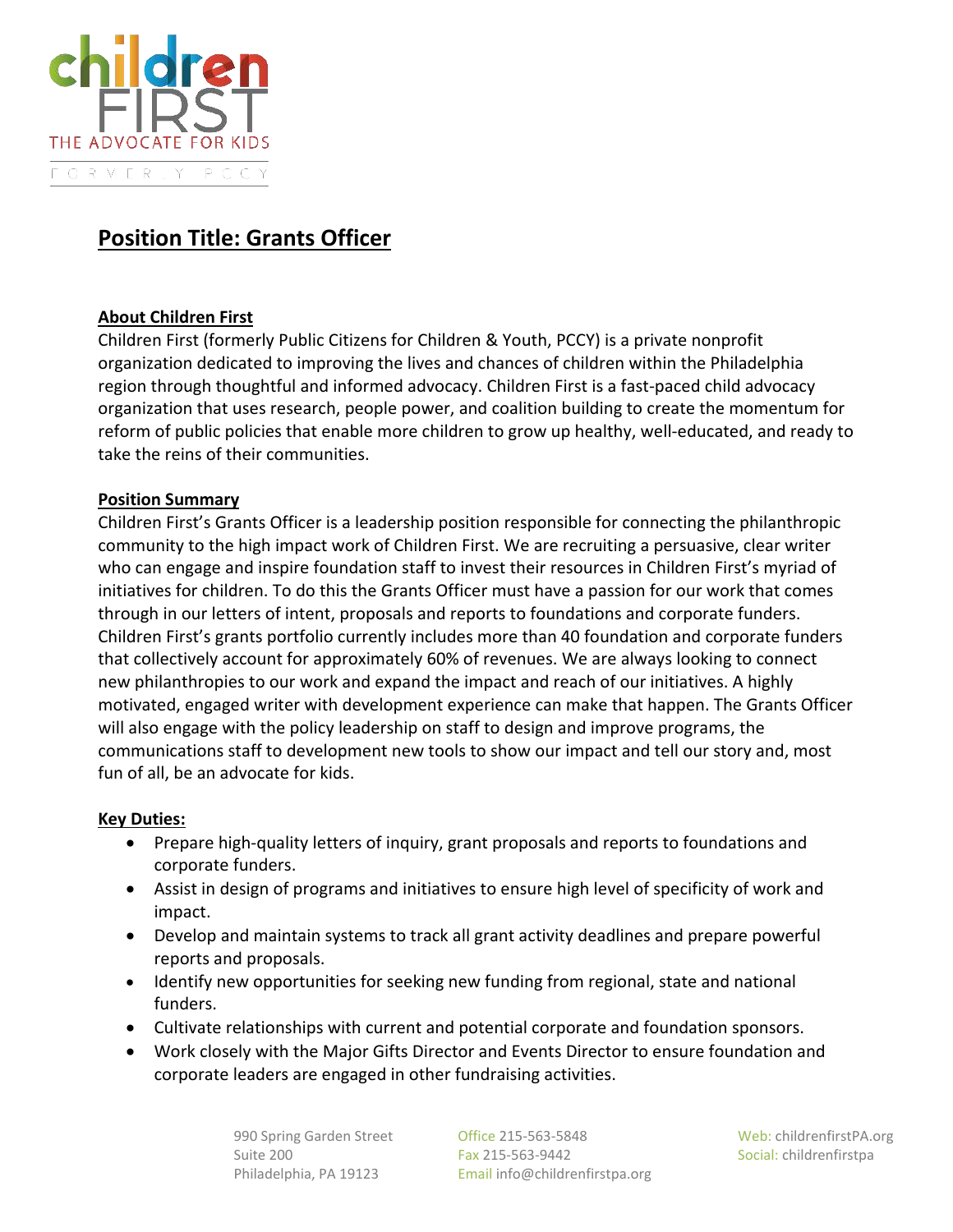children FIRST
THE ADVOCATE FOR KIDS
FORMERLY PCCY

# Position Title: Grants Officer

## About Children First

Children First (formerly Public Citizens for Children & Youth, PCCY) is a private nonprofit organization dedicated to improving the lives and chances of children within the Philadelphia region through thoughtful and informed advocacy. Children First is a fast-paced child advocacy organization that uses research, people power, and coalition building to create the momentum for reform of public policies that enable more children to grow up healthy, well-educated, and ready to take the reins of their communities.

## Position Summary

Children First's Grants Officer is a leadership position responsible for connecting the philanthropic community to the high impact work of Children First. We are recruiting a persuasive, clear writer who can engage and inspire foundation staff to invest their resources in Children First's myriad of initiatives for children. To do this the Grants Officer must have a passion for our work that comes through in our letters of intent, proposals and reports to foundations and corporate funders. Children First's grants portfolio currently includes more than 40 foundation and corporate funders that collectively account for approximately 60% of revenues. We are always looking to connect new philanthropies to our work and expand the impact and reach of our initiatives. A highly motivated, engaged writer with development experience can make that happen. The Grants Officer will also engage with the policy leadership on staff to design and improve programs, the communications staff to development new tools to show our impact and tell our story and, most fun of all, be an advocate for kids.

## Key Duties:

- Prepare high-quality letters of inquiry, grant proposals and reports to foundations and corporate funders.
- Assist in design of programs and initiatives to ensure high level of specificity of work and impact.
- Develop and maintain systems to track all grant activity deadlines and prepare powerful reports and proposals.
- Identify new opportunities for seeking new funding from regional, state and national funders.
- Cultivate relationships with current and potential corporate and foundation sponsors.
- Work closely with the Major Gifts Director and Events Director to ensure foundation and corporate leaders are engaged in other fundraising activities.

990 Spring Garden Street
Suite 200
Philadelphia, PA 19123

Office 215-563-5848
Fax 215-563-9442
Email info@childrenfirstpa.org

Web: childrenfirstPA.org
Social: childrenfirstpa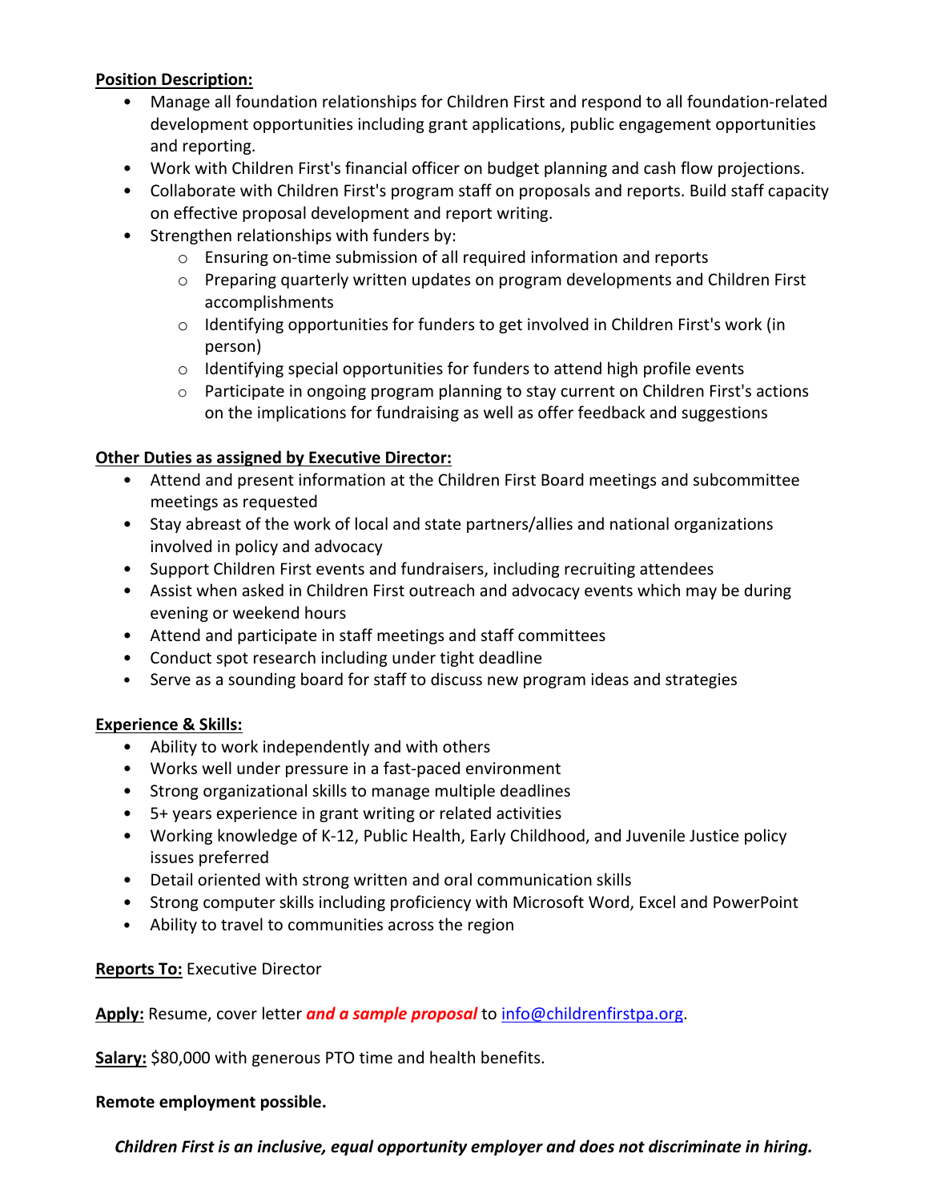**Position Description:**

- Manage all foundation relationships for Children First and respond to all foundation-related development opportunities including grant applications, public engagement opportunities and reporting.
- Work with Children First's financial officer on budget planning and cash flow projections.
- Collaborate with Children First's program staff on proposals and reports. Build staff capacity on effective proposal development and report writing.
- Strengthen relationships with funders by:
    - Ensuring on-time submission of all required information and reports
    - Preparing quarterly written updates on program developments and Children First accomplishments
    - Identifying opportunities for funders to get involved in Children First's work (in person)
    - Identifying special opportunities for funders to attend high profile events
    - Participate in ongoing program planning to stay current on Children First's actions on the implications for fundraising as well as offer feedback and suggestions

**Other Duties as assigned by Executive Director:**

- Attend and present information at the Children First Board meetings and subcommittee meetings as requested
- Stay abreast of the work of local and state partners/allies and national organizations involved in policy and advocacy
- Support Children First events and fundraisers, including recruiting attendees
- Assist when asked in Children First outreach and advocacy events which may be during evening or weekend hours
- Attend and participate in staff meetings and staff committees
- Conduct spot research including under tight deadline
- Serve as a sounding board for staff to discuss new program ideas and strategies

**Experience & Skills:**

- Ability to work independently and with others
- Works well under pressure in a fast-paced environment
- Strong organizational skills to manage multiple deadlines
- 5+ years experience in grant writing or related activities
- Working knowledge of K-12, Public Health, Early Childhood, and Juvenile Justice policy issues preferred
- Detail oriented with strong written and oral communication skills
- Strong computer skills including proficiency with Microsoft Word, Excel and PowerPoint
- Ability to travel to communities across the region

**Reports To:** Executive Director

**Apply:** Resume, cover letter ***and a sample proposal*** to info@childrenfirstpa.org.

**Salary:** $80,000 with generous PTO time and health benefits.

**Remote employment possible.**

***Children First is an inclusive, equal opportunity employer and does not discriminate in hiring.***